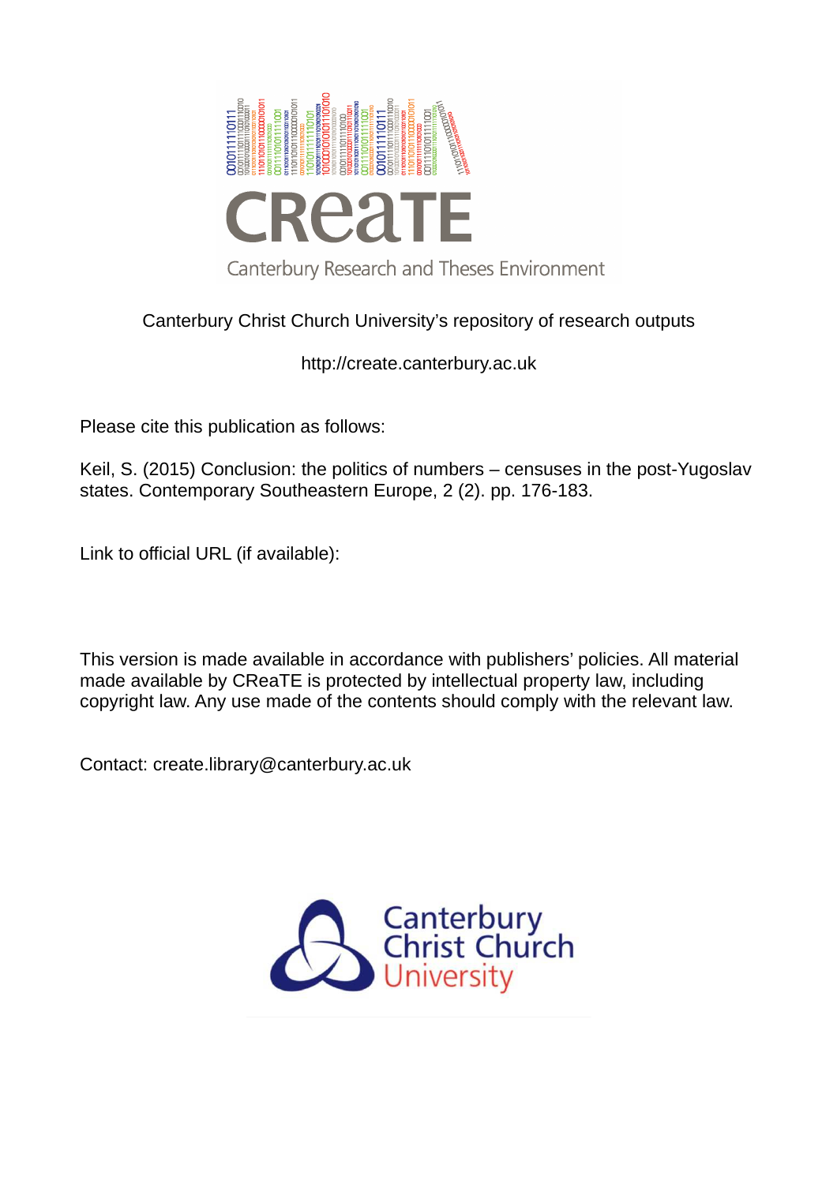CReaTE

Canterbury Research and Theses Environment

Canterbury Christ Church University's repository of research outputs

http://create.canterbury.ac.uk

Please cite this publication as follows:

Keil, S. (2015) Conclusion: the politics of numbers – censuses in the post-Yugoslav states. Contemporary Southeastern Europe, 2 (2). pp. 176-183.

Link to official URL (if available):

This version is made available in accordance with publishers' policies. All material made available by CReaTE is protected by intellectual property law, including copyright law. Any use made of the contents should comply with the relevant law.

Contact: create.library@canterbury.ac.uk

Canterbury Christ Church University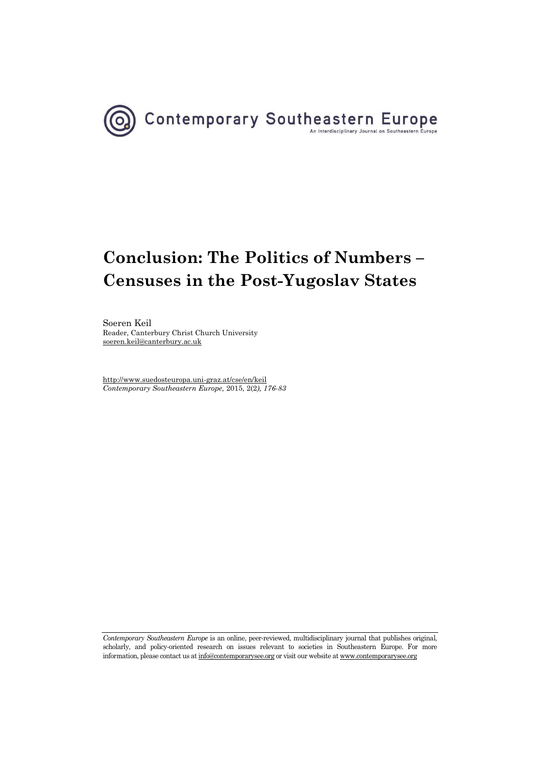Contemporary Southeastern Europe
An Interdisciplinary Journal on Southeastern Europe

# Conclusion: The Politics of Numbers – Censuses in the Post-Yugoslav States

Soeren Keil
Reader, Canterbury Christ Church University
soeren.keil@canterbury.ac.uk

http://www.suedosteuropa.uni-graz.at/cse/en/keil
*Contemporary Southeastern Europe,* 2015, 2(2*), 176-83*

*Contemporary Southeastern Europe* is an online, peer-reviewed, multidisciplinary journal that publishes original, scholarly, and policy-oriented research on issues relevant to societies in Southeastern Europe. For more information, please contact us at info@contemporarysee.org or visit our website at www.contemporarysee.org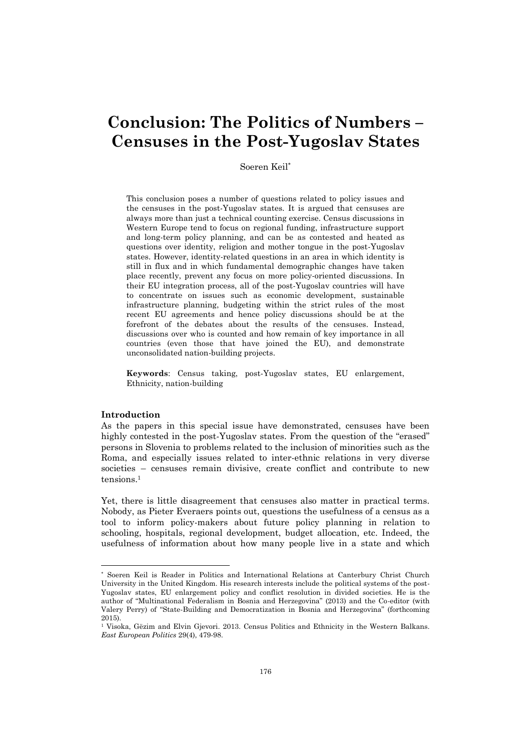# Conclusion: The Politics of Numbers – Censuses in the Post-Yugoslav States

Soeren Keil[*]

This conclusion poses a number of questions related to policy issues and the censuses in the post-Yugoslav states. It is argued that censuses are always more than just a technical counting exercise. Census discussions in Western Europe tend to focus on regional funding, infrastructure support and long-term policy planning, and can be as contested and heated as questions over identity, religion and mother tongue in the post-Yugoslav states. However, identity-related questions in an area in which identity is still in flux and in which fundamental demographic changes have taken place recently, prevent any focus on more policy-oriented discussions. In their EU integration process, all of the post-Yugoslav countries will have to concentrate on issues such as economic development, sustainable infrastructure planning, budgeting within the strict rules of the most recent EU agreements and hence policy discussions should be at the forefront of the debates about the results of the censuses. Instead, discussions over who is counted and how remain of key importance in all countries (even those that have joined the EU), and demonstrate unconsolidated nation-building projects.

**Keywords**: Census taking, post-Yugoslav states, EU enlargement, Ethnicity, nation-building

**Introduction**

As the papers in this special issue have demonstrated, censuses have been highly contested in the post-Yugoslav states. From the question of the "erased" persons in Slovenia to problems related to the inclusion of minorities such as the Roma, and especially issues related to inter-ethnic relations in very diverse societies – censuses remain divisive, create conflict and contribute to new tensions.[1]

Yet, there is little disagreement that censuses also matter in practical terms. Nobody, as Pieter Everaers points out, questions the usefulness of a census as a tool to inform policy-makers about future policy planning in relation to schooling, hospitals, regional development, budget allocation, etc. Indeed, the usefulness of information about how many people live in a state and which

---

[*] Soeren Keil is Reader in Politics and International Relations at Canterbury Christ Church University in the United Kingdom. His research interests include the political systems of the post-Yugoslav states, EU enlargement policy and conflict resolution in divided societies. He is the author of "Multinational Federalism in Bosnia and Herzegovina" (2013) and the Co-editor (with Valery Perry) of "State-Building and Democratization in Bosnia and Herzegovina" (forthcoming 2015).

[1] Visoka, Gëzim and Elvin Gjevori. 2013. Census Politics and Ethnicity in the Western Balkans. *East European Politics* 29(4), 479-98.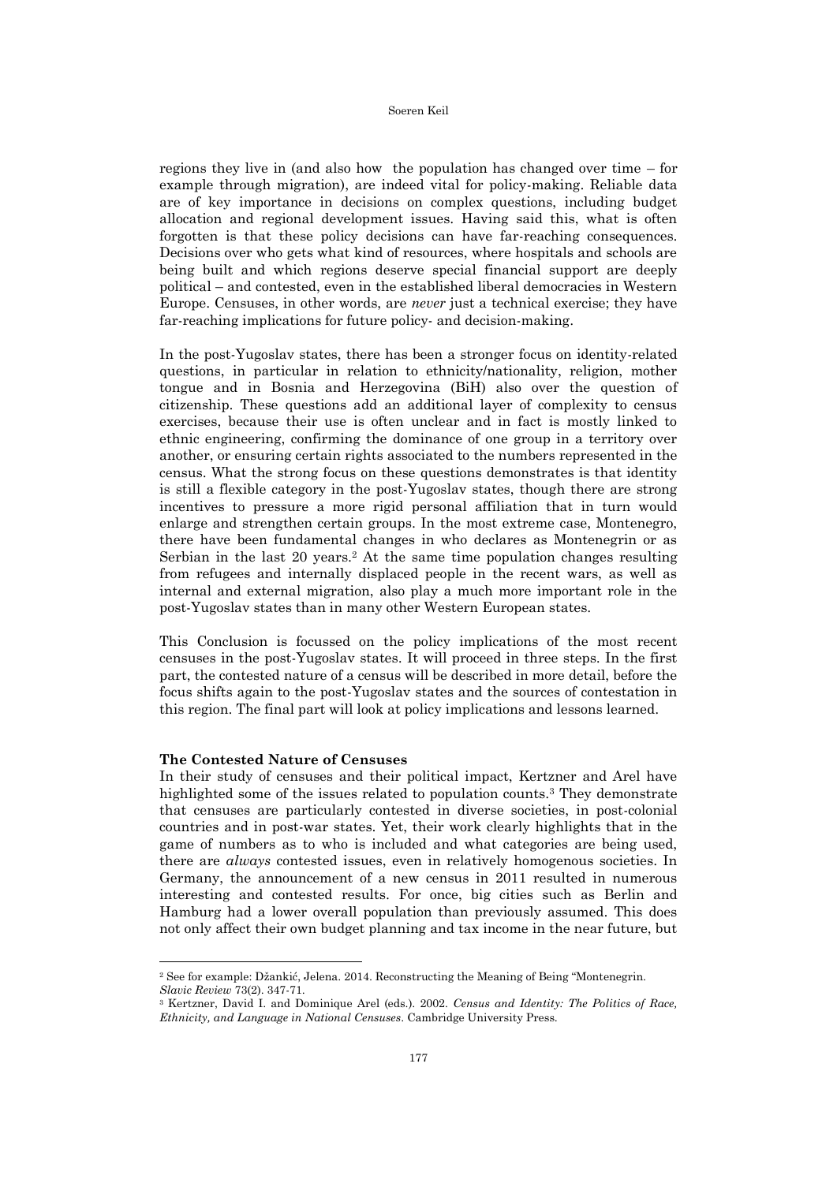regions they live in (and also how the population has changed over time – for example through migration), are indeed vital for policy-making. Reliable data are of key importance in decisions on complex questions, including budget allocation and regional development issues. Having said this, what is often forgotten is that these policy decisions can have far-reaching consequences. Decisions over who gets what kind of resources, where hospitals and schools are being built and which regions deserve special financial support are deeply political – and contested, even in the established liberal democracies in Western Europe. Censuses, in other words, are *never* just a technical exercise; they have far-reaching implications for future policy- and decision-making.

In the post-Yugoslav states, there has been a stronger focus on identity-related questions, in particular in relation to ethnicity/nationality, religion, mother tongue and in Bosnia and Herzegovina (BiH) also over the question of citizenship. These questions add an additional layer of complexity to census exercises, because their use is often unclear and in fact is mostly linked to ethnic engineering, confirming the dominance of one group in a territory over another, or ensuring certain rights associated to the numbers represented in the census. What the strong focus on these questions demonstrates is that identity is still a flexible category in the post-Yugoslav states, though there are strong incentives to pressure a more rigid personal affiliation that in turn would enlarge and strengthen certain groups. In the most extreme case, Montenegro, there have been fundamental changes in who declares as Montenegrin or as Serbian in the last 20 years.[2] At the same time population changes resulting from refugees and internally displaced people in the recent wars, as well as internal and external migration, also play a much more important role in the post-Yugoslav states than in many other Western European states.

This Conclusion is focussed on the policy implications of the most recent censuses in the post-Yugoslav states. It will proceed in three steps. In the first part, the contested nature of a census will be described in more detail, before the focus shifts again to the post-Yugoslav states and the sources of contestation in this region. The final part will look at policy implications and lessons learned.

**The Contested Nature of Censuses**

In their study of censuses and their political impact, Kertzner and Arel have highlighted some of the issues related to population counts.[3] They demonstrate that censuses are particularly contested in diverse societies, in post-colonial countries and in post-war states. Yet, their work clearly highlights that in the game of numbers as to who is included and what categories are being used, there are *always* contested issues, even in relatively homogenous societies. In Germany, the announcement of a new census in 2011 resulted in numerous interesting and contested results. For once, big cities such as Berlin and Hamburg had a lower overall population than previously assumed. This does not only affect their own budget planning and tax income in the near future, but

---

[2] See for example: Džankić, Jelena. 2014. Reconstructing the Meaning of Being "Montenegrin. *Slavic Review* 73(2). 347-71.

[3] Kertzner, David I. and Dominique Arel (eds.). 2002. *Census and Identity: The Politics of Race, Ethnicity, and Language in National Censuses*. Cambridge University Press.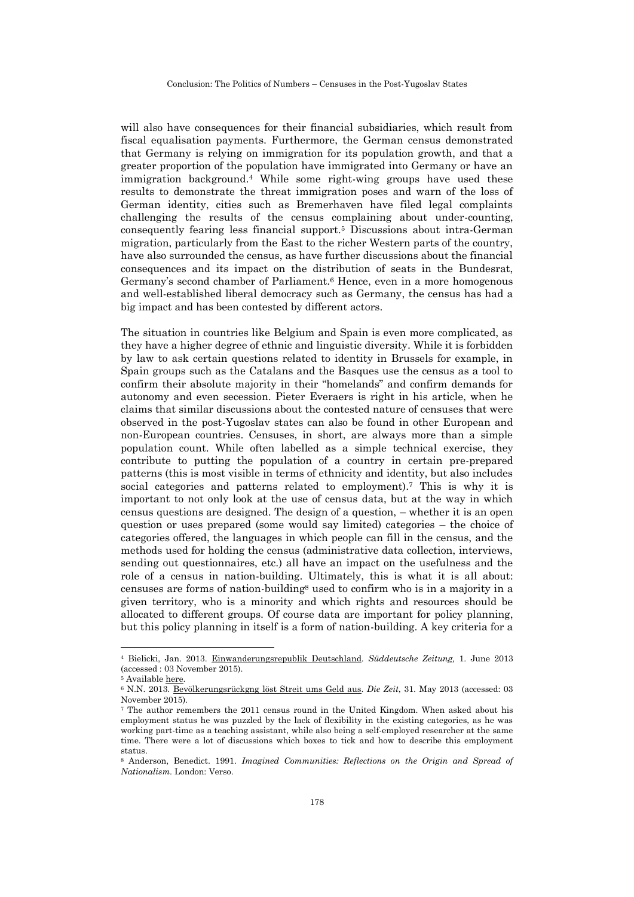will also have consequences for their financial subsidiaries, which result from fiscal equalisation payments. Furthermore, the German census demonstrated that Germany is relying on immigration for its population growth, and that a greater proportion of the population have immigrated into Germany or have an immigration background.[4] While some right-wing groups have used these results to demonstrate the threat immigration poses and warn of the loss of German identity, cities such as Bremerhaven have filed legal complaints challenging the results of the census complaining about under-counting, consequently fearing less financial support.[5] Discussions about intra-German migration, particularly from the East to the richer Western parts of the country, have also surrounded the census, as have further discussions about the financial consequences and its impact on the distribution of seats in the Bundesrat, Germany's second chamber of Parliament.[6] Hence, even in a more homogenous and well-established liberal democracy such as Germany, the census has had a big impact and has been contested by different actors.

The situation in countries like Belgium and Spain is even more complicated, as they have a higher degree of ethnic and linguistic diversity. While it is forbidden by law to ask certain questions related to identity in Brussels for example, in Spain groups such as the Catalans and the Basques use the census as a tool to confirm their absolute majority in their "homelands" and confirm demands for autonomy and even secession. Pieter Everaers is right in his article, when he claims that similar discussions about the contested nature of censuses that were observed in the post-Yugoslav states can also be found in other European and non-European countries. Censuses, in short, are always more than a simple population count. While often labelled as a simple technical exercise, they contribute to putting the population of a country in certain pre-prepared patterns (this is most visible in terms of ethnicity and identity, but also includes social categories and patterns related to employment).[7] This is why it is important to not only look at the use of census data, but at the way in which census questions are designed. The design of a question, – whether it is an open question or uses prepared (some would say limited) categories – the choice of categories offered, the languages in which people can fill in the census, and the methods used for holding the census (administrative data collection, interviews, sending out questionnaires, etc.) all have an impact on the usefulness and the role of a census in nation-building. Ultimately, this is what it is all about: censuses are forms of nation-building[8] used to confirm who is in a majority in a given territory, who is a minority and which rights and resources should be allocated to different groups. Of course data are important for policy planning, but this policy planning in itself is a form of nation-building. A key criteria for a

---

[4] Bielicki, Jan. 2013. Einwanderungsrepublik Deutschland. *Süddeutsche Zeitung,* 1. June 2013 (accessed : 03 November 2015).

[5] Available here.

[6] N.N. 2013. Bevölkerungsrückgng löst Streit ums Geld aus. *Die Zeit*, 31. May 2013 (accessed: 03 November 2015).

[7] The author remembers the 2011 census round in the United Kingdom. When asked about his employment status he was puzzled by the lack of flexibility in the existing categories, as he was working part-time as a teaching assistant, while also being a self-employed researcher at the same time. There were a lot of discussions which boxes to tick and how to describe this employment status.

[8] Anderson, Benedict. 1991. *Imagined Communities: Reflections on the Origin and Spread of Nationalism*. London: Verso.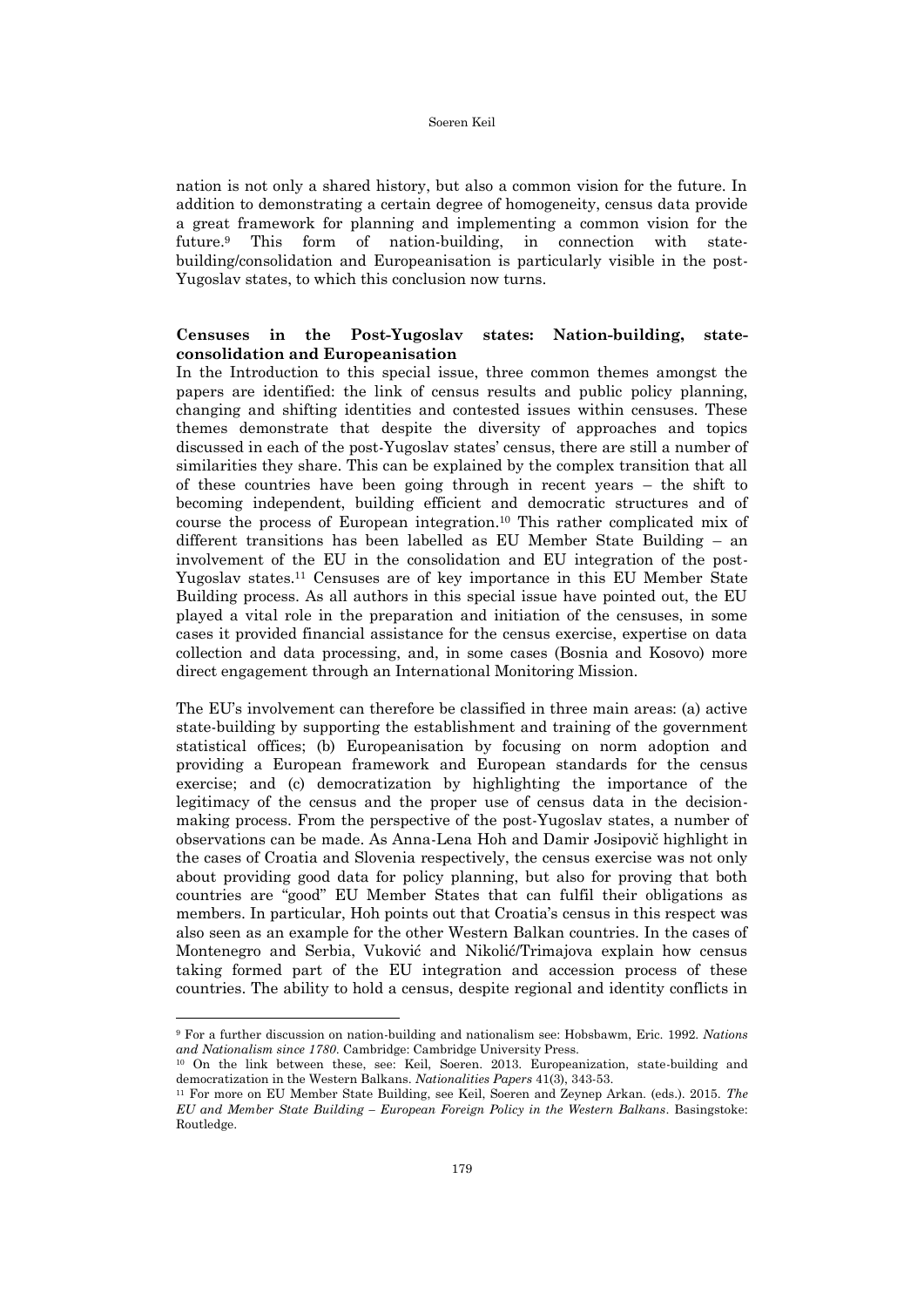nation is not only a shared history, but also a common vision for the future. In addition to demonstrating a certain degree of homogeneity, census data provide a great framework for planning and implementing a common vision for the future.[9] This form of nation-building, in connection with state-building/consolidation and Europeanisation is particularly visible in the post-Yugoslav states, to which this conclusion now turns.

## Censuses in the Post-Yugoslav states: Nation-building, state-consolidation and Europeanisation

In the Introduction to this special issue, three common themes amongst the papers are identified: the link of census results and public policy planning, changing and shifting identities and contested issues within censuses. These themes demonstrate that despite the diversity of approaches and topics discussed in each of the post-Yugoslav states' census, there are still a number of similarities they share. This can be explained by the complex transition that all of these countries have been going through in recent years – the shift to becoming independent, building efficient and democratic structures and of course the process of European integration.[10] This rather complicated mix of different transitions has been labelled as EU Member State Building – an involvement of the EU in the consolidation and EU integration of the post-Yugoslav states.[11] Censuses are of key importance in this EU Member State Building process. As all authors in this special issue have pointed out, the EU played a vital role in the preparation and initiation of the censuses, in some cases it provided financial assistance for the census exercise, expertise on data collection and data processing, and, in some cases (Bosnia and Kosovo) more direct engagement through an International Monitoring Mission.

The EU's involvement can therefore be classified in three main areas: (a) active state-building by supporting the establishment and training of the government statistical offices; (b) Europeanisation by focusing on norm adoption and providing a European framework and European standards for the census exercise; and (c) democratization by highlighting the importance of the legitimacy of the census and the proper use of census data in the decision-making process. From the perspective of the post-Yugoslav states, a number of observations can be made. As Anna-Lena Hoh and Damir Josipovič highlight in the cases of Croatia and Slovenia respectively, the census exercise was not only about providing good data for policy planning, but also for proving that both countries are "good" EU Member States that can fulfil their obligations as members. In particular, Hoh points out that Croatia's census in this respect was also seen as an example for the other Western Balkan countries. In the cases of Montenegro and Serbia, Vuković and Nikolić/Trimajova explain how census taking formed part of the EU integration and accession process of these countries. The ability to hold a census, despite regional and identity conflicts in

---

[9] For a further discussion on nation-building and nationalism see: Hobsbawm, Eric. 1992. *Nations and Nationalism since 1780*. Cambridge: Cambridge University Press.

[10] On the link between these, see: Keil, Soeren. 2013. Europeanization, state-building and democratization in the Western Balkans. *Nationalities Papers* 41(3), 343-53.

[11] For more on EU Member State Building, see Keil, Soeren and Zeynep Arkan. (eds.). 2015. *The EU and Member State Building – European Foreign Policy in the Western Balkans*. Basingstoke: Routledge.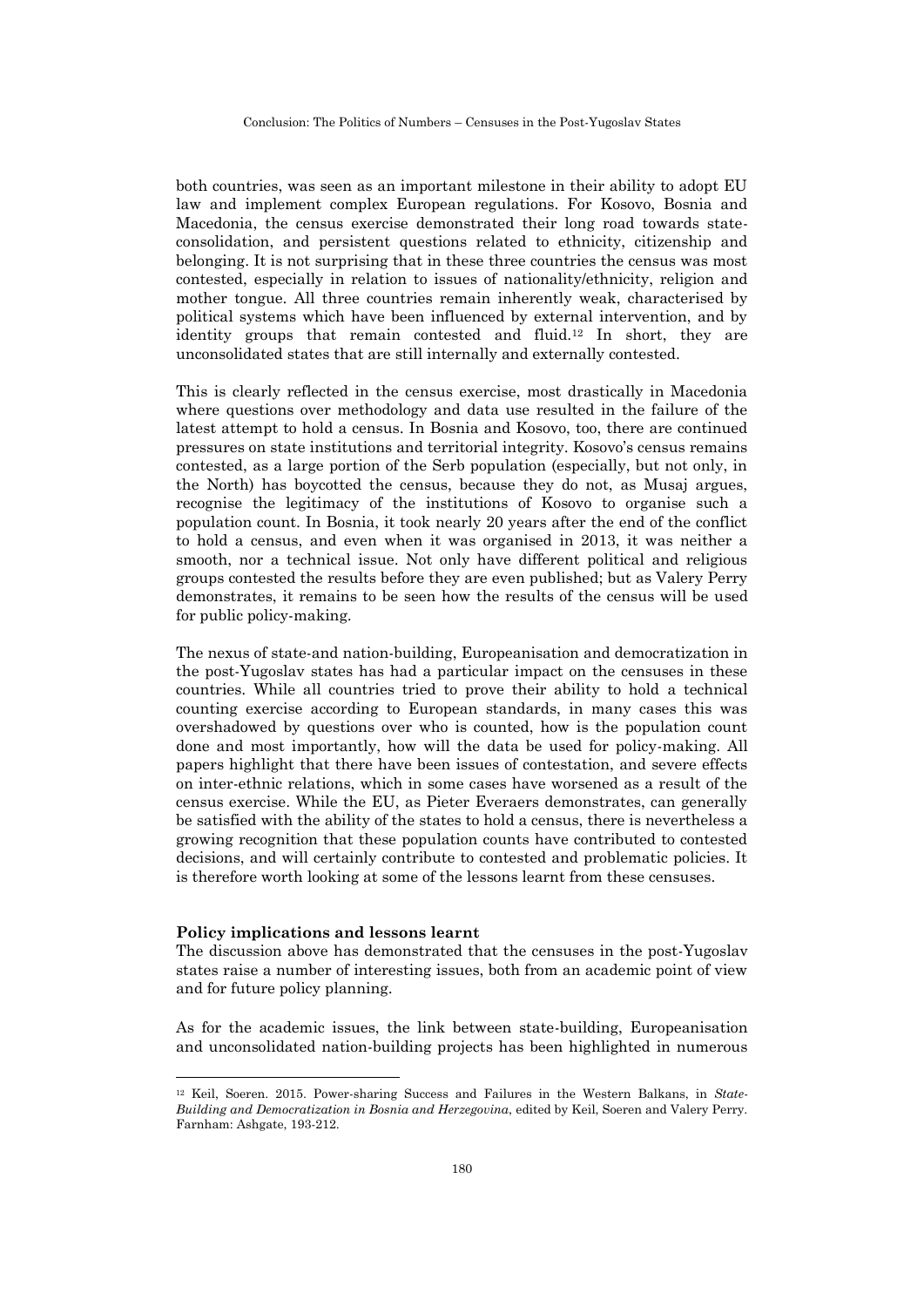both countries, was seen as an important milestone in their ability to adopt EU law and implement complex European regulations. For Kosovo, Bosnia and Macedonia, the census exercise demonstrated their long road towards state-consolidation, and persistent questions related to ethnicity, citizenship and belonging. It is not surprising that in these three countries the census was most contested, especially in relation to issues of nationality/ethnicity, religion and mother tongue. All three countries remain inherently weak, characterised by political systems which have been influenced by external intervention, and by identity groups that remain contested and fluid.[12] In short, they are unconsolidated states that are still internally and externally contested.

This is clearly reflected in the census exercise, most drastically in Macedonia where questions over methodology and data use resulted in the failure of the latest attempt to hold a census. In Bosnia and Kosovo, too, there are continued pressures on state institutions and territorial integrity. Kosovo's census remains contested, as a large portion of the Serb population (especially, but not only, in the North) has boycotted the census, because they do not, as Musaj argues, recognise the legitimacy of the institutions of Kosovo to organise such a population count. In Bosnia, it took nearly 20 years after the end of the conflict to hold a census, and even when it was organised in 2013, it was neither a smooth, nor a technical issue. Not only have different political and religious groups contested the results before they are even published; but as Valery Perry demonstrates, it remains to be seen how the results of the census will be used for public policy-making.

The nexus of state-and nation-building, Europeanisation and democratization in the post-Yugoslav states has had a particular impact on the censuses in these countries. While all countries tried to prove their ability to hold a technical counting exercise according to European standards, in many cases this was overshadowed by questions over who is counted, how is the population count done and most importantly, how will the data be used for policy-making. All papers highlight that there have been issues of contestation, and severe effects on inter-ethnic relations, which in some cases have worsened as a result of the census exercise. While the EU, as Pieter Everaers demonstrates, can generally be satisfied with the ability of the states to hold a census, there is nevertheless a growing recognition that these population counts have contributed to contested decisions, and will certainly contribute to contested and problematic policies. It is therefore worth looking at some of the lessons learnt from these censuses.

**Policy implications and lessons learnt**

The discussion above has demonstrated that the censuses in the post-Yugoslav states raise a number of interesting issues, both from an academic point of view and for future policy planning.

As for the academic issues, the link between state-building, Europeanisation and unconsolidated nation-building projects has been highlighted in numerous

[12] Keil, Soeren. 2015. Power-sharing Success and Failures in the Western Balkans, in *State-Building and Democratization in Bosnia and Herzegovina*, edited by Keil, Soeren and Valery Perry. Farnham: Ashgate, 193-212.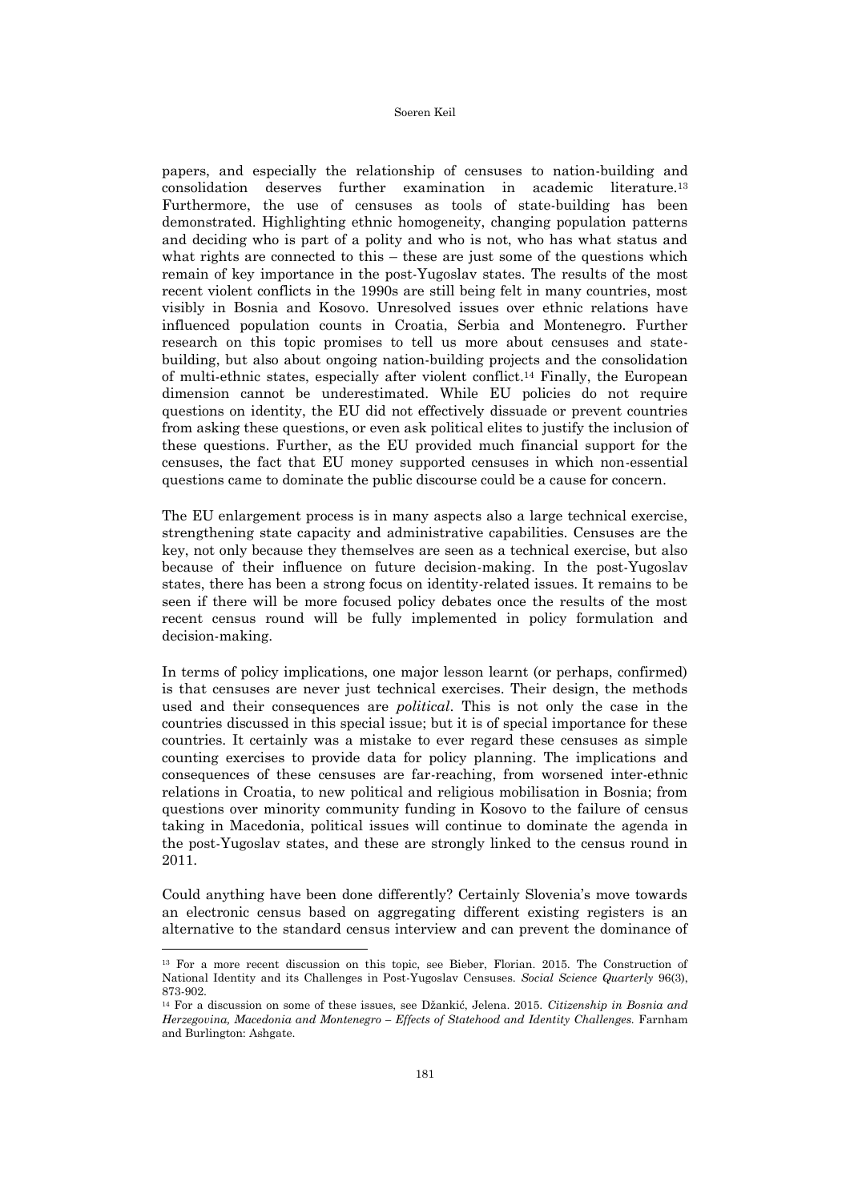papers, and especially the relationship of censuses to nation-building and consolidation deserves further examination in academic literature.[13] Furthermore, the use of censuses as tools of state-building has been demonstrated. Highlighting ethnic homogeneity, changing population patterns and deciding who is part of a polity and who is not, who has what status and what rights are connected to this – these are just some of the questions which remain of key importance in the post-Yugoslav states. The results of the most recent violent conflicts in the 1990s are still being felt in many countries, most visibly in Bosnia and Kosovo. Unresolved issues over ethnic relations have influenced population counts in Croatia, Serbia and Montenegro. Further research on this topic promises to tell us more about censuses and state-building, but also about ongoing nation-building projects and the consolidation of multi-ethnic states, especially after violent conflict.[14] Finally, the European dimension cannot be underestimated. While EU policies do not require questions on identity, the EU did not effectively dissuade or prevent countries from asking these questions, or even ask political elites to justify the inclusion of these questions. Further, as the EU provided much financial support for the censuses, the fact that EU money supported censuses in which non-essential questions came to dominate the public discourse could be a cause for concern.

The EU enlargement process is in many aspects also a large technical exercise, strengthening state capacity and administrative capabilities. Censuses are the key, not only because they themselves are seen as a technical exercise, but also because of their influence on future decision-making. In the post-Yugoslav states, there has been a strong focus on identity-related issues. It remains to be seen if there will be more focused policy debates once the results of the most recent census round will be fully implemented in policy formulation and decision-making.

In terms of policy implications, one major lesson learnt (or perhaps, confirmed) is that censuses are never just technical exercises. Their design, the methods used and their consequences are *political*. This is not only the case in the countries discussed in this special issue; but it is of special importance for these countries. It certainly was a mistake to ever regard these censuses as simple counting exercises to provide data for policy planning. The implications and consequences of these censuses are far-reaching, from worsened inter-ethnic relations in Croatia, to new political and religious mobilisation in Bosnia; from questions over minority community funding in Kosovo to the failure of census taking in Macedonia, political issues will continue to dominate the agenda in the post-Yugoslav states, and these are strongly linked to the census round in 2011.

Could anything have been done differently? Certainly Slovenia's move towards an electronic census based on aggregating different existing registers is an alternative to the standard census interview and can prevent the dominance of

---

[13] For a more recent discussion on this topic, see Bieber, Florian. 2015. The Construction of National Identity and its Challenges in Post-Yugoslav Censuses. *Social Science Quarterly* 96(3), 873-902.

[14] For a discussion on some of these issues, see Džankić, Jelena. 2015. *Citizenship in Bosnia and Herzegovina, Macedonia and Montenegro – Effects of Statehood and Identity Challenges*. Farnham and Burlington: Ashgate.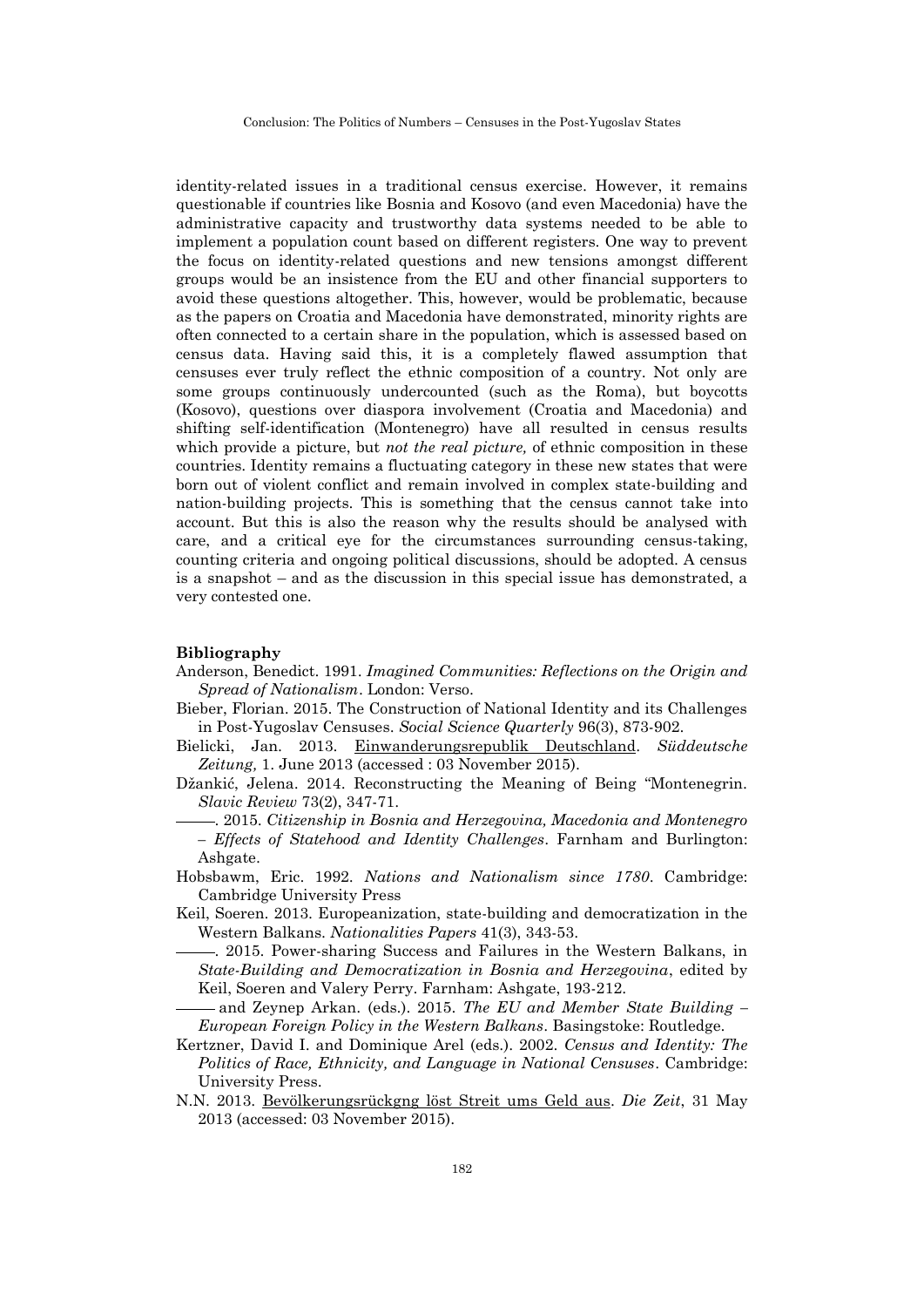identity-related issues in a traditional census exercise. However, it remains questionable if countries like Bosnia and Kosovo (and even Macedonia) have the administrative capacity and trustworthy data systems needed to be able to implement a population count based on different registers. One way to prevent the focus on identity-related questions and new tensions amongst different groups would be an insistence from the EU and other financial supporters to avoid these questions altogether. This, however, would be problematic, because as the papers on Croatia and Macedonia have demonstrated, minority rights are often connected to a certain share in the population, which is assessed based on census data. Having said this, it is a completely flawed assumption that censuses ever truly reflect the ethnic composition of a country. Not only are some groups continuously undercounted (such as the Roma), but boycotts (Kosovo), questions over diaspora involvement (Croatia and Macedonia) and shifting self-identification (Montenegro) have all resulted in census results which provide a picture, but *not the real picture,* of ethnic composition in these countries. Identity remains a fluctuating category in these new states that were born out of violent conflict and remain involved in complex state-building and nation-building projects. This is something that the census cannot take into account. But this is also the reason why the results should be analysed with care, and a critical eye for the circumstances surrounding census-taking, counting criteria and ongoing political discussions, should be adopted. A census is a snapshot – and as the discussion in this special issue has demonstrated, a very contested one.

**Bibliography**

Anderson, Benedict. 1991. *Imagined Communities: Reflections on the Origin and Spread of Nationalism*. London: Verso.

Bieber, Florian. 2015. The Construction of National Identity and its Challenges in Post-Yugoslav Censuses. *Social Science Quarterly* 96(3), 873-902.

Bielicki, Jan. 2013. Einwanderungsrepublik Deutschland. *Süddeutsche Zeitung,* 1. June 2013 (accessed : 03 November 2015).

Džankić, Jelena. 2014. Reconstructing the Meaning of Being "Montenegrin. *Slavic Review* 73(2), 347-71.

———. 2015. *Citizenship in Bosnia and Herzegovina, Macedonia and Montenegro – Effects of Statehood and Identity Challenges*. Farnham and Burlington: Ashgate.

Hobsbawm, Eric. 1992. *Nations and Nationalism since 1780*. Cambridge: Cambridge University Press

Keil, Soeren. 2013. Europeanization, state-building and democratization in the Western Balkans. *Nationalities Papers* 41(3), 343-53.

———. 2015. Power-sharing Success and Failures in the Western Balkans, in *State-Building and Democratization in Bosnia and Herzegovina*, edited by Keil, Soeren and Valery Perry. Farnham: Ashgate, 193-212.

——— and Zeynep Arkan. (eds.). 2015. *The EU and Member State Building – European Foreign Policy in the Western Balkans*. Basingstoke: Routledge.

Kertzner, David I. and Dominique Arel (eds.). 2002. *Census and Identity: The Politics of Race, Ethnicity, and Language in National Censuses*. Cambridge: University Press.

N.N. 2013. Bevölkerungsrückgng löst Streit ums Geld aus. *Die Zeit*, 31 May 2013 (accessed: 03 November 2015).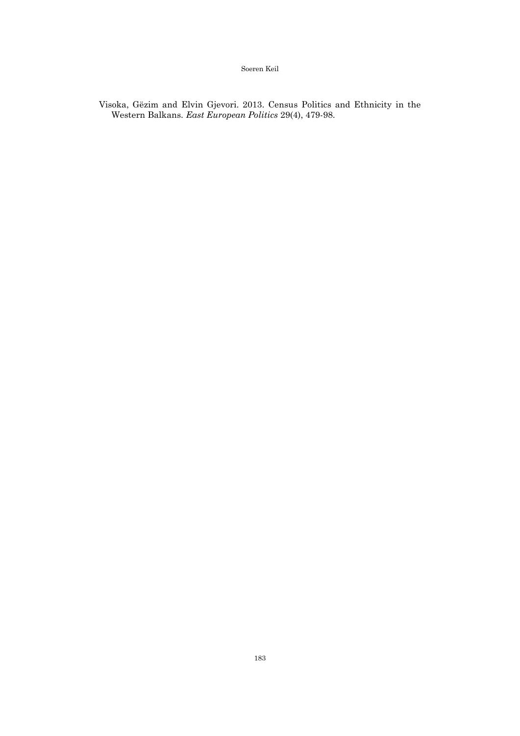Visoka, Gëzim and Elvin Gjevori. 2013. Census Politics and Ethnicity in the Western Balkans. *East European Politics* 29(4), 479-98.